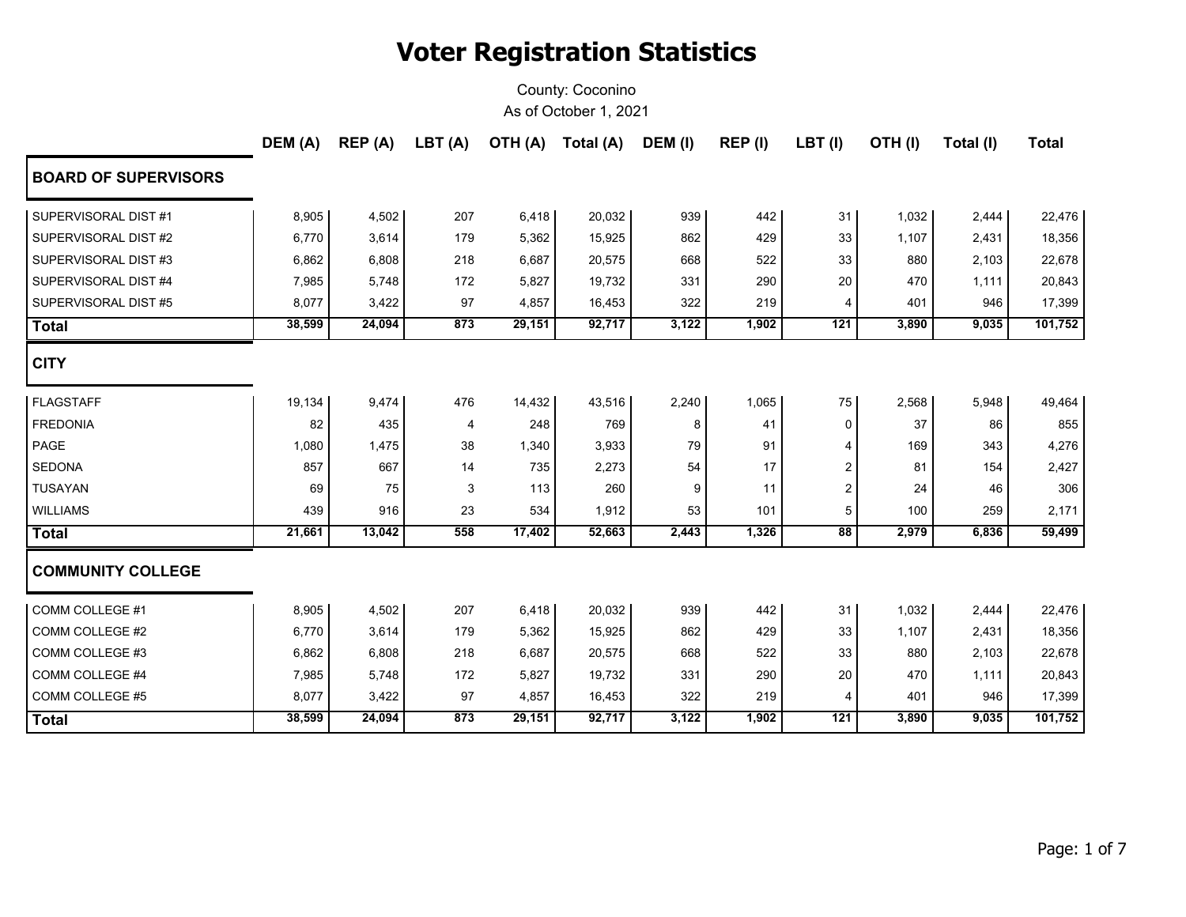# Voter Registration Statistics

County: Coconino

As of October 1, 2021

| | DEM (A) | REP (A) | LBT (A) | OTH (A) | Total (A) | DEM (I) | REP (I) | LBT (I) | OTH (I) | Total (I) | Total |
|---|---|---|---|---|---|---|---|---|---|---|---|
| **BOARD OF SUPERVISORS** | | | | | | | | | | | |
| SUPERVISORAL DIST #1 | 8,905 | 4,502 | 207 | 6,418 | 20,032 | 939 | 442 | 31 | 1,032 | 2,444 | 22,476 |
| SUPERVISORAL DIST #2 | 6,770 | 3,614 | 179 | 5,362 | 15,925 | 862 | 429 | 33 | 1,107 | 2,431 | 18,356 |
| SUPERVISORAL DIST #3 | 6,862 | 6,808 | 218 | 6,687 | 20,575 | 668 | 522 | 33 | 880 | 2,103 | 22,678 |
| SUPERVISORAL DIST #4 | 7,985 | 5,748 | 172 | 5,827 | 19,732 | 331 | 290 | 20 | 470 | 1,111 | 20,843 |
| SUPERVISORAL DIST #5 | 8,077 | 3,422 | 97 | 4,857 | 16,453 | 322 | 219 | 4 | 401 | 946 | 17,399 |
| **Total** | **38,599** | **24,094** | **873** | **29,151** | **92,717** | **3,122** | **1,902** | **121** | **3,890** | **9,035** | **101,752** |
| **CITY** | | | | | | | | | | | |
| FLAGSTAFF | 19,134 | 9,474 | 476 | 14,432 | 43,516 | 2,240 | 1,065 | 75 | 2,568 | 5,948 | 49,464 |
| FREDONIA | 82 | 435 | 4 | 248 | 769 | 8 | 41 | 0 | 37 | 86 | 855 |
| PAGE | 1,080 | 1,475 | 38 | 1,340 | 3,933 | 79 | 91 | 4 | 169 | 343 | 4,276 |
| SEDONA | 857 | 667 | 14 | 735 | 2,273 | 54 | 17 | 2 | 81 | 154 | 2,427 |
| TUSAYAN | 69 | 75 | 3 | 113 | 260 | 9 | 11 | 2 | 24 | 46 | 306 |
| WILLIAMS | 439 | 916 | 23 | 534 | 1,912 | 53 | 101 | 5 | 100 | 259 | 2,171 |
| **Total** | **21,661** | **13,042** | **558** | **17,402** | **52,663** | **2,443** | **1,326** | **88** | **2,979** | **6,836** | **59,499** |
| **COMMUNITY COLLEGE** | | | | | | | | | | | |
| COMM COLLEGE #1 | 8,905 | 4,502 | 207 | 6,418 | 20,032 | 939 | 442 | 31 | 1,032 | 2,444 | 22,476 |
| COMM COLLEGE #2 | 6,770 | 3,614 | 179 | 5,362 | 15,925 | 862 | 429 | 33 | 1,107 | 2,431 | 18,356 |
| COMM COLLEGE #3 | 6,862 | 6,808 | 218 | 6,687 | 20,575 | 668 | 522 | 33 | 880 | 2,103 | 22,678 |
| COMM COLLEGE #4 | 7,985 | 5,748 | 172 | 5,827 | 19,732 | 331 | 290 | 20 | 470 | 1,111 | 20,843 |
| COMM COLLEGE #5 | 8,077 | 3,422 | 97 | 4,857 | 16,453 | 322 | 219 | 4 | 401 | 946 | 17,399 |
| **Total** | **38,599** | **24,094** | **873** | **29,151** | **92,717** | **3,122** | **1,902** | **121** | **3,890** | **9,035** | **101,752** |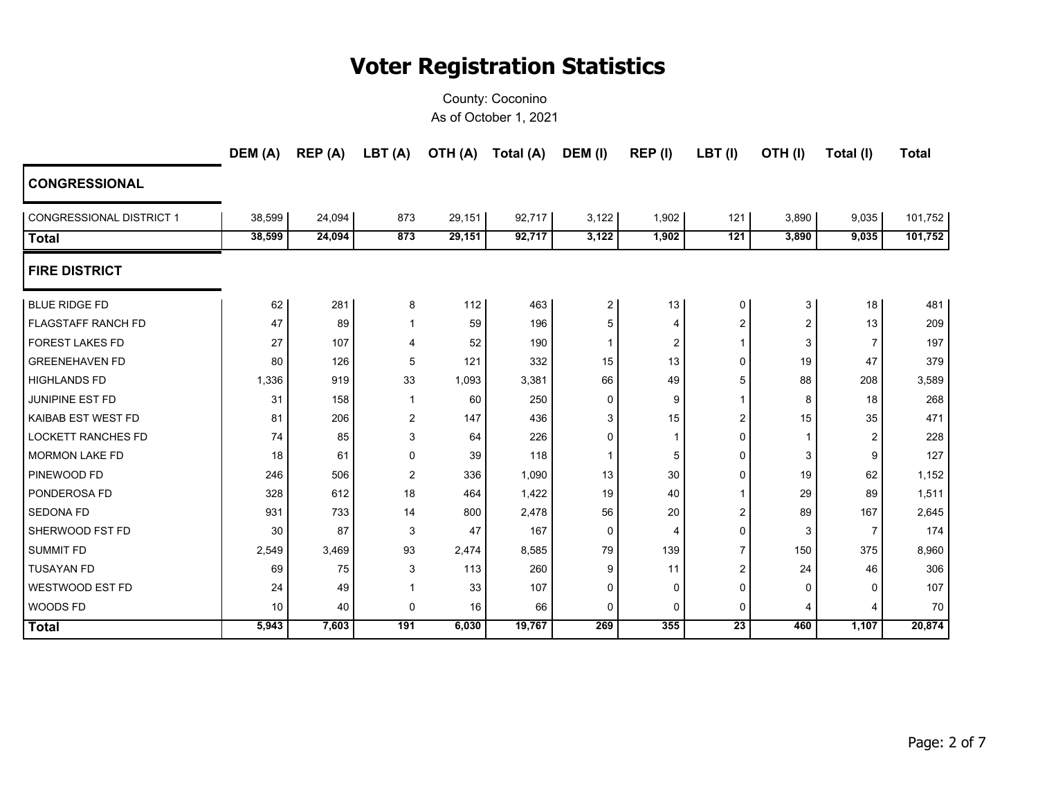# Voter Registration Statistics

County: Coconino
As of October 1, 2021

| | DEM (A) | REP (A) | LBT (A) | OTH (A) | Total (A) | DEM (I) | REP (I) | LBT (I) | OTH (I) | Total (I) | Total |
|---|---|---|---|---|---|---|---|---|---|---|---|
| **CONGRESSIONAL** | | | | | | | | | | | |
| CONGRESSIONAL DISTRICT 1 | 38,599 | 24,094 | 873 | 29,151 | 92,717 | 3,122 | 1,902 | 121 | 3,890 | 9,035 | 101,752 |
| **Total** | **38,599** | **24,094** | **873** | **29,151** | **92,717** | **3,122** | **1,902** | **121** | **3,890** | **9,035** | **101,752** |
| **FIRE DISTRICT** | | | | | | | | | | | |
| BLUE RIDGE FD | 62 | 281 | 8 | 112 | 463 | 2 | 13 | 0 | 3 | 18 | 481 |
| FLAGSTAFF RANCH FD | 47 | 89 | 1 | 59 | 196 | 5 | 4 | 2 | 2 | 13 | 209 |
| FOREST LAKES FD | 27 | 107 | 4 | 52 | 190 | 1 | 2 | 1 | 3 | 7 | 197 |
| GREENEHAVEN FD | 80 | 126 | 5 | 121 | 332 | 15 | 13 | 0 | 19 | 47 | 379 |
| HIGHLANDS FD | 1,336 | 919 | 33 | 1,093 | 3,381 | 66 | 49 | 5 | 88 | 208 | 3,589 |
| JUNIPINE EST FD | 31 | 158 | 1 | 60 | 250 | 0 | 9 | 1 | 8 | 18 | 268 |
| KAIBAB EST WEST FD | 81 | 206 | 2 | 147 | 436 | 3 | 15 | 2 | 15 | 35 | 471 |
| LOCKETT RANCHES FD | 74 | 85 | 3 | 64 | 226 | 0 | 1 | 0 | 1 | 2 | 228 |
| MORMON LAKE FD | 18 | 61 | 0 | 39 | 118 | 1 | 5 | 0 | 3 | 9 | 127 |
| PINEWOOD FD | 246 | 506 | 2 | 336 | 1,090 | 13 | 30 | 0 | 19 | 62 | 1,152 |
| PONDEROSA FD | 328 | 612 | 18 | 464 | 1,422 | 19 | 40 | 1 | 29 | 89 | 1,511 |
| SEDONA FD | 931 | 733 | 14 | 800 | 2,478 | 56 | 20 | 2 | 89 | 167 | 2,645 |
| SHERWOOD FST FD | 30 | 87 | 3 | 47 | 167 | 0 | 4 | 0 | 3 | 7 | 174 |
| SUMMIT FD | 2,549 | 3,469 | 93 | 2,474 | 8,585 | 79 | 139 | 7 | 150 | 375 | 8,960 |
| TUSAYAN FD | 69 | 75 | 3 | 113 | 260 | 9 | 11 | 2 | 24 | 46 | 306 |
| WESTWOOD EST FD | 24 | 49 | 1 | 33 | 107 | 0 | 0 | 0 | 0 | 0 | 107 |
| WOODS FD | 10 | 40 | 0 | 16 | 66 | 0 | 0 | 0 | 4 | 4 | 70 |
| **Total** | **5,943** | **7,603** | **191** | **6,030** | **19,767** | **269** | **355** | **23** | **460** | **1,107** | **20,874** |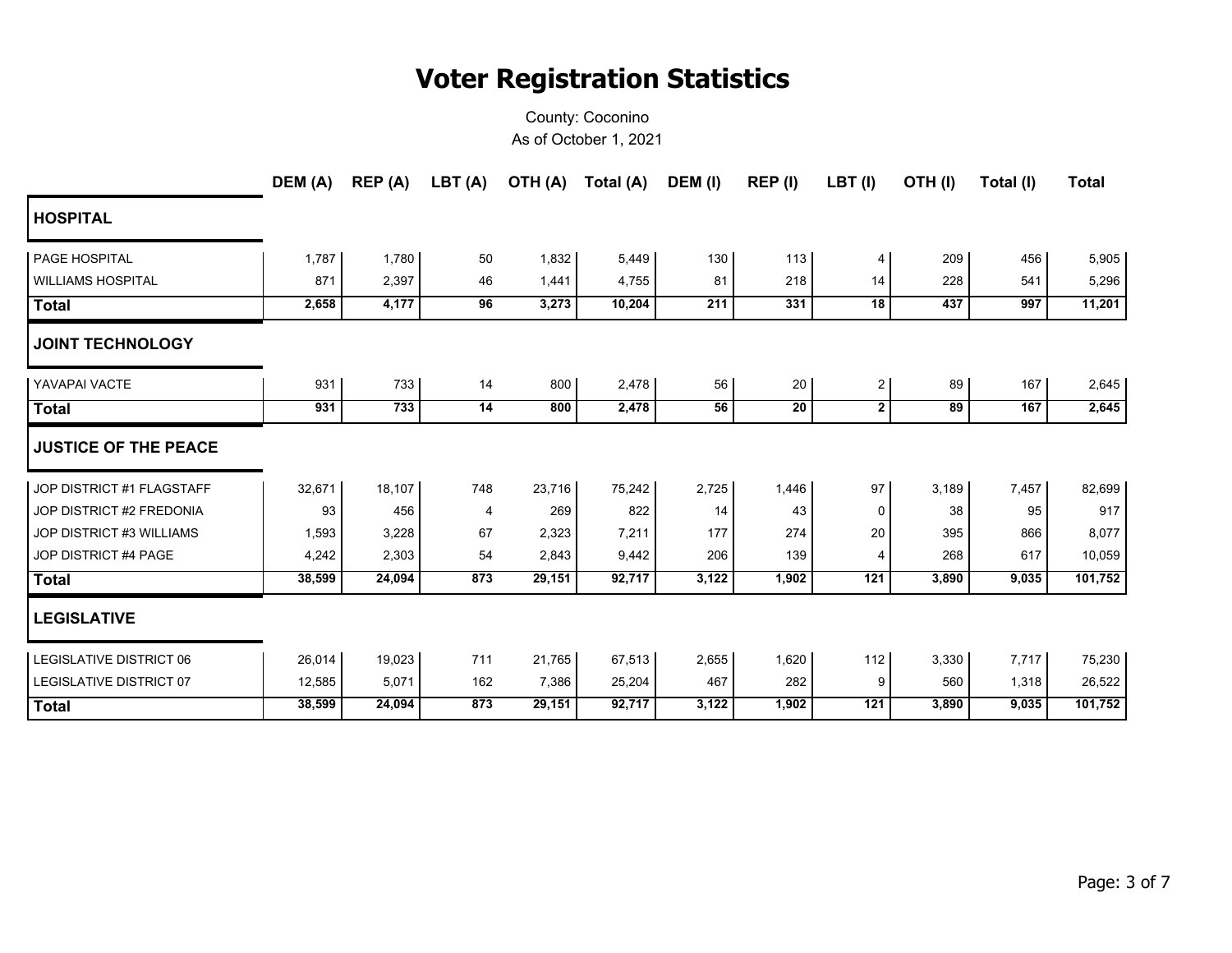# Voter Registration Statistics

County: Coconino
As of October 1, 2021

| | DEM (A) | REP (A) | LBT (A) | OTH (A) | Total (A) | DEM (I) | REP (I) | LBT (I) | OTH (I) | Total (I) | Total |
|---|---|---|---|---|---|---|---|---|---|---|---|
| **HOSPITAL** | | | | | | | | | | | |
| PAGE HOSPITAL | 1,787 | 1,780 | 50 | 1,832 | 5,449 | 130 | 113 | 4 | 209 | 456 | 5,905 |
| WILLIAMS HOSPITAL | 871 | 2,397 | 46 | 1,441 | 4,755 | 81 | 218 | 14 | 228 | 541 | 5,296 |
| **Total** | **2,658** | **4,177** | **96** | **3,273** | **10,204** | **211** | **331** | **18** | **437** | **997** | **11,201** |
| **JOINT TECHNOLOGY** | | | | | | | | | | | |
| YAVAPAI VACTE | 931 | 733 | 14 | 800 | 2,478 | 56 | 20 | 2 | 89 | 167 | 2,645 |
| **Total** | **931** | **733** | **14** | **800** | **2,478** | **56** | **20** | **2** | **89** | **167** | **2,645** |
| **JUSTICE OF THE PEACE** | | | | | | | | | | | |
| JOP DISTRICT #1 FLAGSTAFF | 32,671 | 18,107 | 748 | 23,716 | 75,242 | 2,725 | 1,446 | 97 | 3,189 | 7,457 | 82,699 |
| JOP DISTRICT #2 FREDONIA | 93 | 456 | 4 | 269 | 822 | 14 | 43 | 0 | 38 | 95 | 917 |
| JOP DISTRICT #3 WILLIAMS | 1,593 | 3,228 | 67 | 2,323 | 7,211 | 177 | 274 | 20 | 395 | 866 | 8,077 |
| JOP DISTRICT #4 PAGE | 4,242 | 2,303 | 54 | 2,843 | 9,442 | 206 | 139 | 4 | 268 | 617 | 10,059 |
| **Total** | **38,599** | **24,094** | **873** | **29,151** | **92,717** | **3,122** | **1,902** | **121** | **3,890** | **9,035** | **101,752** |
| **LEGISLATIVE** | | | | | | | | | | | |
| LEGISLATIVE DISTRICT 06 | 26,014 | 19,023 | 711 | 21,765 | 67,513 | 2,655 | 1,620 | 112 | 3,330 | 7,717 | 75,230 |
| LEGISLATIVE DISTRICT 07 | 12,585 | 5,071 | 162 | 7,386 | 25,204 | 467 | 282 | 9 | 560 | 1,318 | 26,522 |
| **Total** | **38,599** | **24,094** | **873** | **29,151** | **92,717** | **3,122** | **1,902** | **121** | **3,890** | **9,035** | **101,752** |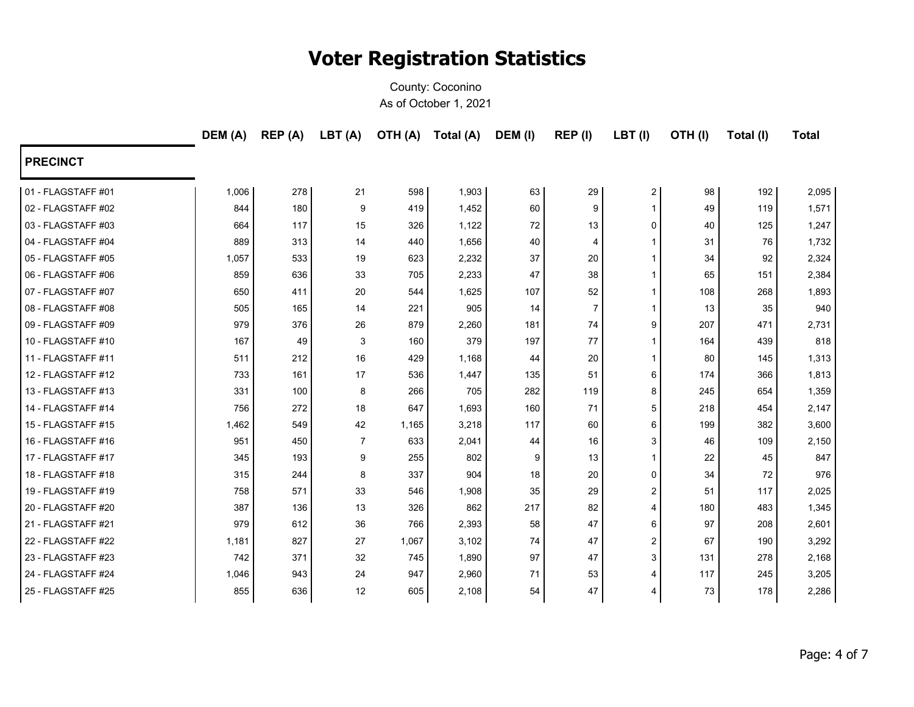# Voter Registration Statistics

County: Coconino

As of October 1, 2021

| PRECINCT | DEM (A) | REP (A) | LBT (A) | OTH (A) | Total (A) | DEM (I) | REP (I) | LBT (I) | OTH (I) | Total (I) | Total |
|---|---|---|---|---|---|---|---|---|---|---|---|
| 01 - FLAGSTAFF #01 | 1,006 | 278 | 21 | 598 | 1,903 | 63 | 29 | 2 | 98 | 192 | 2,095 |
| 02 - FLAGSTAFF #02 | 844 | 180 | 9 | 419 | 1,452 | 60 | 9 | 1 | 49 | 119 | 1,571 |
| 03 - FLAGSTAFF #03 | 664 | 117 | 15 | 326 | 1,122 | 72 | 13 | 0 | 40 | 125 | 1,247 |
| 04 - FLAGSTAFF #04 | 889 | 313 | 14 | 440 | 1,656 | 40 | 4 | 1 | 31 | 76 | 1,732 |
| 05 - FLAGSTAFF #05 | 1,057 | 533 | 19 | 623 | 2,232 | 37 | 20 | 1 | 34 | 92 | 2,324 |
| 06 - FLAGSTAFF #06 | 859 | 636 | 33 | 705 | 2,233 | 47 | 38 | 1 | 65 | 151 | 2,384 |
| 07 - FLAGSTAFF #07 | 650 | 411 | 20 | 544 | 1,625 | 107 | 52 | 1 | 108 | 268 | 1,893 |
| 08 - FLAGSTAFF #08 | 505 | 165 | 14 | 221 | 905 | 14 | 7 | 1 | 13 | 35 | 940 |
| 09 - FLAGSTAFF #09 | 979 | 376 | 26 | 879 | 2,260 | 181 | 74 | 9 | 207 | 471 | 2,731 |
| 10 - FLAGSTAFF #10 | 167 | 49 | 3 | 160 | 379 | 197 | 77 | 1 | 164 | 439 | 818 |
| 11 - FLAGSTAFF #11 | 511 | 212 | 16 | 429 | 1,168 | 44 | 20 | 1 | 80 | 145 | 1,313 |
| 12 - FLAGSTAFF #12 | 733 | 161 | 17 | 536 | 1,447 | 135 | 51 | 6 | 174 | 366 | 1,813 |
| 13 - FLAGSTAFF #13 | 331 | 100 | 8 | 266 | 705 | 282 | 119 | 8 | 245 | 654 | 1,359 |
| 14 - FLAGSTAFF #14 | 756 | 272 | 18 | 647 | 1,693 | 160 | 71 | 5 | 218 | 454 | 2,147 |
| 15 - FLAGSTAFF #15 | 1,462 | 549 | 42 | 1,165 | 3,218 | 117 | 60 | 6 | 199 | 382 | 3,600 |
| 16 - FLAGSTAFF #16 | 951 | 450 | 7 | 633 | 2,041 | 44 | 16 | 3 | 46 | 109 | 2,150 |
| 17 - FLAGSTAFF #17 | 345 | 193 | 9 | 255 | 802 | 9 | 13 | 1 | 22 | 45 | 847 |
| 18 - FLAGSTAFF #18 | 315 | 244 | 8 | 337 | 904 | 18 | 20 | 0 | 34 | 72 | 976 |
| 19 - FLAGSTAFF #19 | 758 | 571 | 33 | 546 | 1,908 | 35 | 29 | 2 | 51 | 117 | 2,025 |
| 20 - FLAGSTAFF #20 | 387 | 136 | 13 | 326 | 862 | 217 | 82 | 4 | 180 | 483 | 1,345 |
| 21 - FLAGSTAFF #21 | 979 | 612 | 36 | 766 | 2,393 | 58 | 47 | 6 | 97 | 208 | 2,601 |
| 22 - FLAGSTAFF #22 | 1,181 | 827 | 27 | 1,067 | 3,102 | 74 | 47 | 2 | 67 | 190 | 3,292 |
| 23 - FLAGSTAFF #23 | 742 | 371 | 32 | 745 | 1,890 | 97 | 47 | 3 | 131 | 278 | 2,168 |
| 24 - FLAGSTAFF #24 | 1,046 | 943 | 24 | 947 | 2,960 | 71 | 53 | 4 | 117 | 245 | 3,205 |
| 25 - FLAGSTAFF #25 | 855 | 636 | 12 | 605 | 2,108 | 54 | 47 | 4 | 73 | 178 | 2,286 |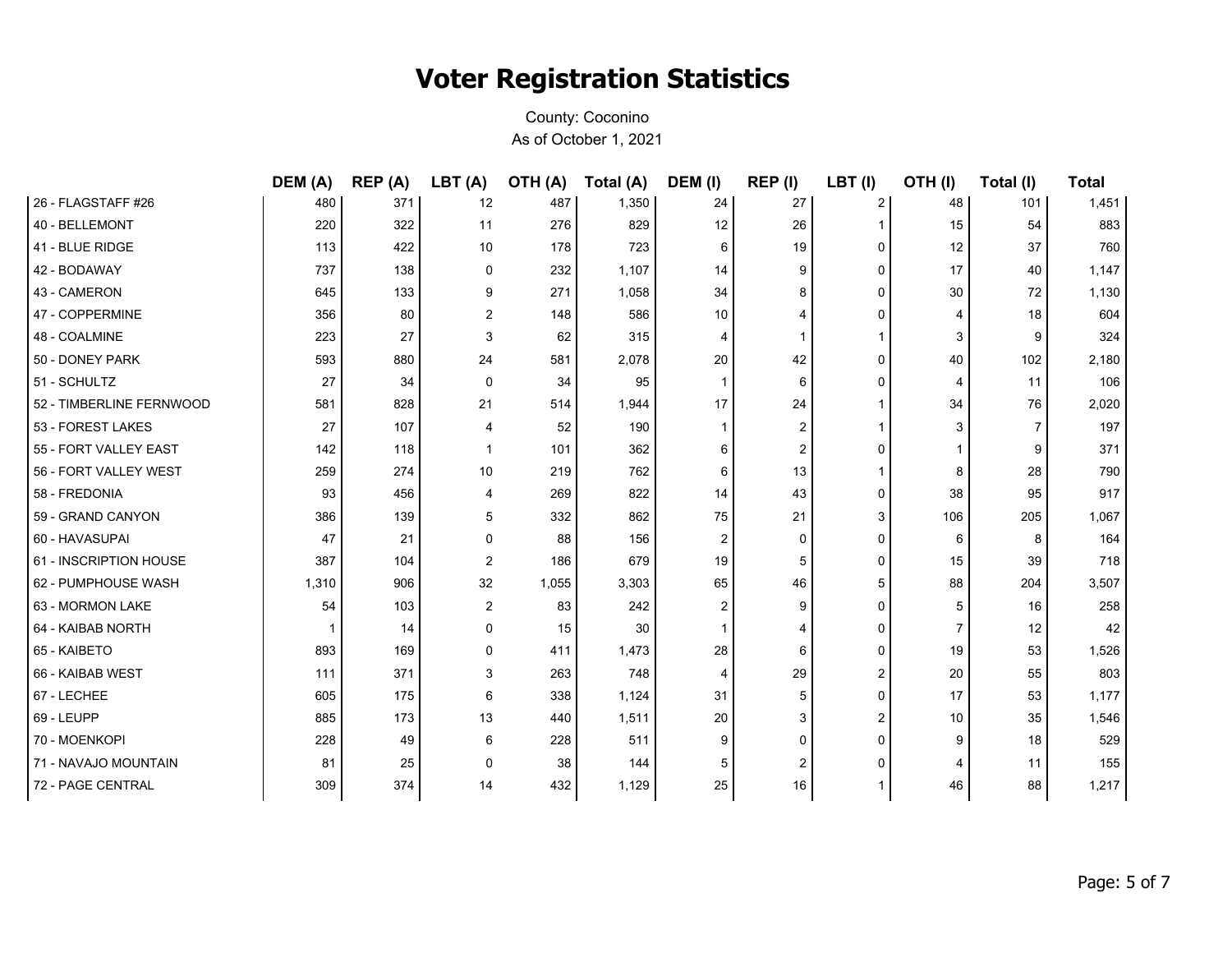# Voter Registration Statistics

County: Coconino
As of October 1, 2021

| | DEM (A) | REP (A) | LBT (A) | OTH (A) | Total (A) | DEM (I) | REP (I) | LBT (I) | OTH (I) | Total (I) | Total |
|---|---|---|---|---|---|---|---|---|---|---|---|
| 26 - FLAGSTAFF #26 | 480 | 371 | 12 | 487 | 1,350 | 24 | 27 | 2 | 48 | 101 | 1,451 |
| 40 - BELLEMONT | 220 | 322 | 11 | 276 | 829 | 12 | 26 | 1 | 15 | 54 | 883 |
| 41 - BLUE RIDGE | 113 | 422 | 10 | 178 | 723 | 6 | 19 | 0 | 12 | 37 | 760 |
| 42 - BODAWAY | 737 | 138 | 0 | 232 | 1,107 | 14 | 9 | 0 | 17 | 40 | 1,147 |
| 43 - CAMERON | 645 | 133 | 9 | 271 | 1,058 | 34 | 8 | 0 | 30 | 72 | 1,130 |
| 47 - COPPERMINE | 356 | 80 | 2 | 148 | 586 | 10 | 4 | 0 | 4 | 18 | 604 |
| 48 - COALMINE | 223 | 27 | 3 | 62 | 315 | 4 | 1 | 1 | 3 | 9 | 324 |
| 50 - DONEY PARK | 593 | 880 | 24 | 581 | 2,078 | 20 | 42 | 0 | 40 | 102 | 2,180 |
| 51 - SCHULTZ | 27 | 34 | 0 | 34 | 95 | 1 | 6 | 0 | 4 | 11 | 106 |
| 52 - TIMBERLINE FERNWOOD | 581 | 828 | 21 | 514 | 1,944 | 17 | 24 | 1 | 34 | 76 | 2,020 |
| 53 - FOREST LAKES | 27 | 107 | 4 | 52 | 190 | 1 | 2 | 1 | 3 | 7 | 197 |
| 55 - FORT VALLEY EAST | 142 | 118 | 1 | 101 | 362 | 6 | 2 | 0 | 1 | 9 | 371 |
| 56 - FORT VALLEY WEST | 259 | 274 | 10 | 219 | 762 | 6 | 13 | 1 | 8 | 28 | 790 |
| 58 - FREDONIA | 93 | 456 | 4 | 269 | 822 | 14 | 43 | 0 | 38 | 95 | 917 |
| 59 - GRAND CANYON | 386 | 139 | 5 | 332 | 862 | 75 | 21 | 3 | 106 | 205 | 1,067 |
| 60 - HAVASUPAI | 47 | 21 | 0 | 88 | 156 | 2 | 0 | 0 | 6 | 8 | 164 |
| 61 - INSCRIPTION HOUSE | 387 | 104 | 2 | 186 | 679 | 19 | 5 | 0 | 15 | 39 | 718 |
| 62 - PUMPHOUSE WASH | 1,310 | 906 | 32 | 1,055 | 3,303 | 65 | 46 | 5 | 88 | 204 | 3,507 |
| 63 - MORMON LAKE | 54 | 103 | 2 | 83 | 242 | 2 | 9 | 0 | 5 | 16 | 258 |
| 64 - KAIBAB NORTH | 1 | 14 | 0 | 15 | 30 | 1 | 4 | 0 | 7 | 12 | 42 |
| 65 - KAIBETO | 893 | 169 | 0 | 411 | 1,473 | 28 | 6 | 0 | 19 | 53 | 1,526 |
| 66 - KAIBAB WEST | 111 | 371 | 3 | 263 | 748 | 4 | 29 | 2 | 20 | 55 | 803 |
| 67 - LECHEE | 605 | 175 | 6 | 338 | 1,124 | 31 | 5 | 0 | 17 | 53 | 1,177 |
| 69 - LEUPP | 885 | 173 | 13 | 440 | 1,511 | 20 | 3 | 2 | 10 | 35 | 1,546 |
| 70 - MOENKOPI | 228 | 49 | 6 | 228 | 511 | 9 | 0 | 0 | 9 | 18 | 529 |
| 71 - NAVAJO MOUNTAIN | 81 | 25 | 0 | 38 | 144 | 5 | 2 | 0 | 4 | 11 | 155 |
| 72 - PAGE CENTRAL | 309 | 374 | 14 | 432 | 1,129 | 25 | 16 | 1 | 46 | 88 | 1,217 |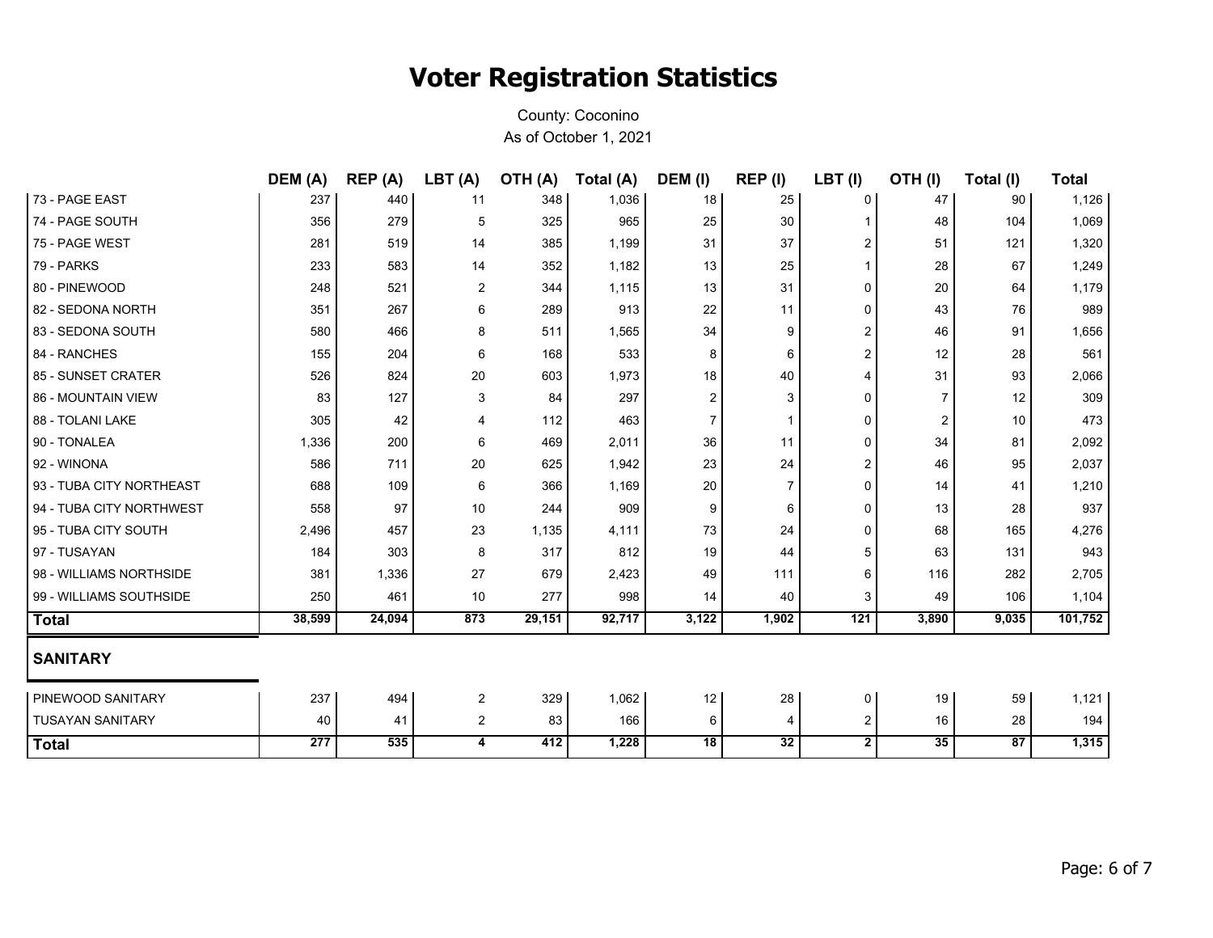# Voter Registration Statistics

County: Coconino

As of October 1, 2021

| | DEM (A) | REP (A) | LBT (A) | OTH (A) | Total (A) | DEM (I) | REP (I) | LBT (I) | OTH (I) | Total (I) | Total |
|---|---|---|---|---|---|---|---|---|---|---|---|
| 73 - PAGE EAST | 237 | 440 | 11 | 348 | 1,036 | 18 | 25 | 0 | 47 | 90 | 1,126 |
| 74 - PAGE SOUTH | 356 | 279 | 5 | 325 | 965 | 25 | 30 | 1 | 48 | 104 | 1,069 |
| 75 - PAGE WEST | 281 | 519 | 14 | 385 | 1,199 | 31 | 37 | 2 | 51 | 121 | 1,320 |
| 79 - PARKS | 233 | 583 | 14 | 352 | 1,182 | 13 | 25 | 1 | 28 | 67 | 1,249 |
| 80 - PINEWOOD | 248 | 521 | 2 | 344 | 1,115 | 13 | 31 | 0 | 20 | 64 | 1,179 |
| 82 - SEDONA NORTH | 351 | 267 | 6 | 289 | 913 | 22 | 11 | 0 | 43 | 76 | 989 |
| 83 - SEDONA SOUTH | 580 | 466 | 8 | 511 | 1,565 | 34 | 9 | 2 | 46 | 91 | 1,656 |
| 84 - RANCHES | 155 | 204 | 6 | 168 | 533 | 8 | 6 | 2 | 12 | 28 | 561 |
| 85 - SUNSET CRATER | 526 | 824 | 20 | 603 | 1,973 | 18 | 40 | 4 | 31 | 93 | 2,066 |
| 86 - MOUNTAIN VIEW | 83 | 127 | 3 | 84 | 297 | 2 | 3 | 0 | 7 | 12 | 309 |
| 88 - TOLANI LAKE | 305 | 42 | 4 | 112 | 463 | 7 | 1 | 0 | 2 | 10 | 473 |
| 90 - TONALEA | 1,336 | 200 | 6 | 469 | 2,011 | 36 | 11 | 0 | 34 | 81 | 2,092 |
| 92 - WINONA | 586 | 711 | 20 | 625 | 1,942 | 23 | 24 | 2 | 46 | 95 | 2,037 |
| 93 - TUBA CITY NORTHEAST | 688 | 109 | 6 | 366 | 1,169 | 20 | 7 | 0 | 14 | 41 | 1,210 |
| 94 - TUBA CITY NORTHWEST | 558 | 97 | 10 | 244 | 909 | 9 | 6 | 0 | 13 | 28 | 937 |
| 95 - TUBA CITY SOUTH | 2,496 | 457 | 23 | 1,135 | 4,111 | 73 | 24 | 0 | 68 | 165 | 4,276 |
| 97 - TUSAYAN | 184 | 303 | 8 | 317 | 812 | 19 | 44 | 5 | 63 | 131 | 943 |
| 98 - WILLIAMS NORTHSIDE | 381 | 1,336 | 27 | 679 | 2,423 | 49 | 111 | 6 | 116 | 282 | 2,705 |
| 99 - WILLIAMS SOUTHSIDE | 250 | 461 | 10 | 277 | 998 | 14 | 40 | 3 | 49 | 106 | 1,104 |
| **Total** | **38,599** | **24,094** | **873** | **29,151** | **92,717** | **3,122** | **1,902** | **121** | **3,890** | **9,035** | **101,752** |

## SANITARY

| | DEM (A) | REP (A) | LBT (A) | OTH (A) | Total (A) | DEM (I) | REP (I) | LBT (I) | OTH (I) | Total (I) | Total |
|---|---|---|---|---|---|---|---|---|---|---|---|
| PINEWOOD SANITARY | 237 | 494 | 2 | 329 | 1,062 | 12 | 28 | 0 | 19 | 59 | 1,121 |
| TUSAYAN SANITARY | 40 | 41 | 2 | 83 | 166 | 6 | 4 | 2 | 16 | 28 | 194 |
| **Total** | **277** | **535** | **4** | **412** | **1,228** | **18** | **32** | **2** | **35** | **87** | **1,315** |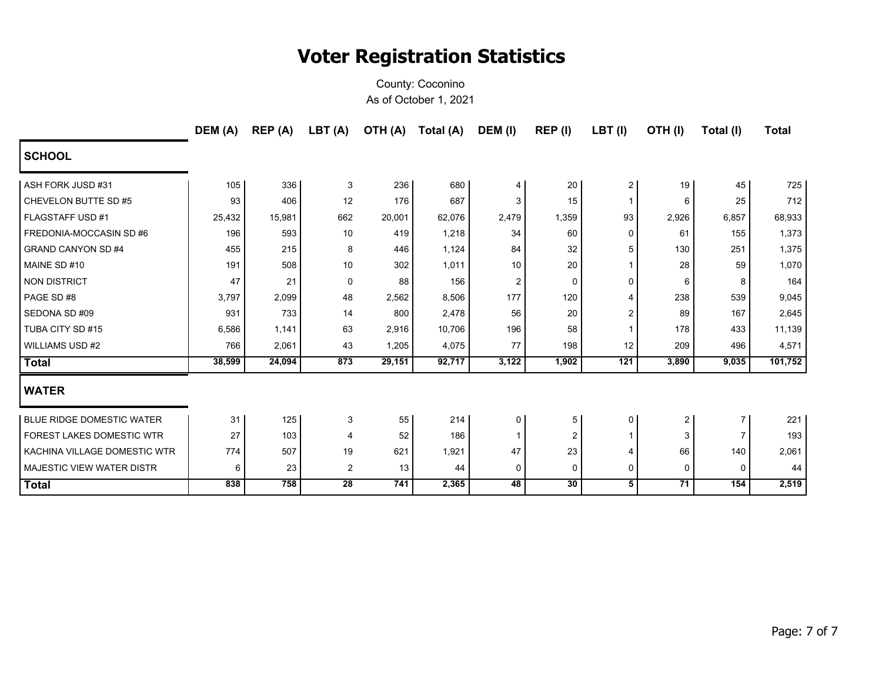# Voter Registration Statistics

County: Coconino

As of October 1, 2021

| | DEM (A) | REP (A) | LBT (A) | OTH (A) | Total (A) | DEM (I) | REP (I) | LBT (I) | OTH (I) | Total (I) | Total |
|---|---|---|---|---|---|---|---|---|---|---|---|
| **SCHOOL** | | | | | | | | | | | |
| ASH FORK JUSD #31 | 105 | 336 | 3 | 236 | 680 | 4 | 20 | 2 | 19 | 45 | 725 |
| CHEVELON BUTTE SD #5 | 93 | 406 | 12 | 176 | 687 | 3 | 15 | 1 | 6 | 25 | 712 |
| FLAGSTAFF USD #1 | 25,432 | 15,981 | 662 | 20,001 | 62,076 | 2,479 | 1,359 | 93 | 2,926 | 6,857 | 68,933 |
| FREDONIA-MOCCASIN SD #6 | 196 | 593 | 10 | 419 | 1,218 | 34 | 60 | 0 | 61 | 155 | 1,373 |
| GRAND CANYON SD #4 | 455 | 215 | 8 | 446 | 1,124 | 84 | 32 | 5 | 130 | 251 | 1,375 |
| MAINE SD #10 | 191 | 508 | 10 | 302 | 1,011 | 10 | 20 | 1 | 28 | 59 | 1,070 |
| NON DISTRICT | 47 | 21 | 0 | 88 | 156 | 2 | 0 | 0 | 6 | 8 | 164 |
| PAGE SD #8 | 3,797 | 2,099 | 48 | 2,562 | 8,506 | 177 | 120 | 4 | 238 | 539 | 9,045 |
| SEDONA SD #09 | 931 | 733 | 14 | 800 | 2,478 | 56 | 20 | 2 | 89 | 167 | 2,645 |
| TUBA CITY SD #15 | 6,586 | 1,141 | 63 | 2,916 | 10,706 | 196 | 58 | 1 | 178 | 433 | 11,139 |
| WILLIAMS USD #2 | 766 | 2,061 | 43 | 1,205 | 4,075 | 77 | 198 | 12 | 209 | 496 | 4,571 |
| **Total** | **38,599** | **24,094** | **873** | **29,151** | **92,717** | **3,122** | **1,902** | **121** | **3,890** | **9,035** | **101,752** |
| **WATER** | | | | | | | | | | | |
| BLUE RIDGE DOMESTIC WATER | 31 | 125 | 3 | 55 | 214 | 0 | 5 | 0 | 2 | 7 | 221 |
| FOREST LAKES DOMESTIC WTR | 27 | 103 | 4 | 52 | 186 | 1 | 2 | 1 | 3 | 7 | 193 |
| KACHINA VILLAGE DOMESTIC WTR | 774 | 507 | 19 | 621 | 1,921 | 47 | 23 | 4 | 66 | 140 | 2,061 |
| MAJESTIC VIEW WATER DISTR | 6 | 23 | 2 | 13 | 44 | 0 | 0 | 0 | 0 | 0 | 44 |
| **Total** | **838** | **758** | **28** | **741** | **2,365** | **48** | **30** | **5** | **71** | **154** | **2,519** |